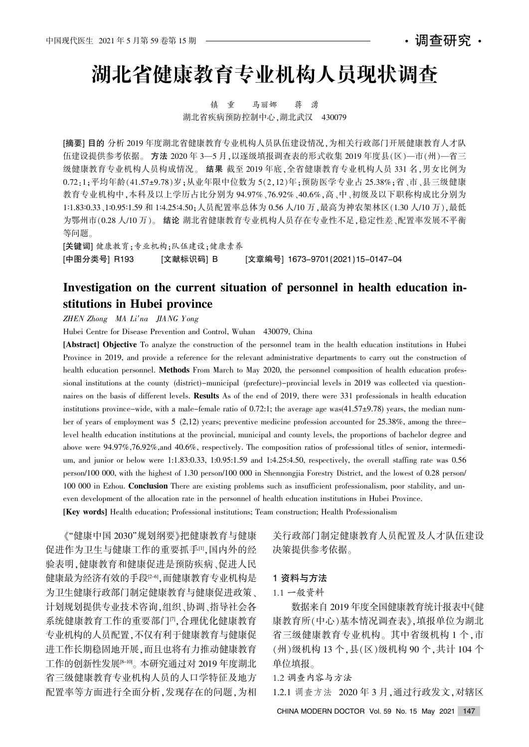# 湖北省健康教育专业机构人员现状调查

镇　重　马丽娜　蒋　湧

湖北省疾病预防控制中心,湖北武汉　430079

**[摘要] 目的** 分析 2019 年度湖北省健康教育专业机构人员队伍建设情况,为相关行政部门开展健康教育人才队伍建设提供参考依据。**方法** 2020 年 3—5 月,以逐级填报调查表的形式收集 2019 年度县(区)—市(州)—省三级健康教育专业机构人员构成情况。**结果** 截至 2019 年底,全省健康教育专业机构人员 331 名,男女比例为 0.72∶1;平均年龄(41.57±9.78)岁;从业年限中位数为 5(2,12)年;预防医学专业占 25.38%;省、市、县三级健康教育专业机构中,本科及以上学历占比分别为 94.97%、76.92%、40.6%,高、中、初级及以下职称构成比分别为 1:1.83:0.33、1:0.95:1.59 和 1:4.25:4.50;人员配置率总体为 0.56 人/10 万,最高为神农架林区(1.30 人/10 万),最低为鄂州市(0.28 人/10 万)。**结论** 湖北省健康教育专业机构人员存在专业性不足,稳定性差、配置率发展不平衡等问题。

**[关键词]** 健康教育;专业机构;队伍建设;健康素养

**[中图分类号]** R193　　**[文献标识码]** B　　**[文章编号]** 1673-9701(2021)15-0147-04

## Investigation on the current situation of personnel in health education institutions in Hubei province

*ZHEN Zhong　MA Li'na　JIANG Yong*

Hubei Centre for Disease Prevention and Control, Wuhan　430079, China

**[Abstract] Objective** To analyze the construction of the personnel team in the health education institutions in Hubei Province in 2019, and provide a reference for the relevant administrative departments to carry out the construction of health education personnel. **Methods** From March to May 2020, the personnel composition of health education professional institutions at the county (district)-municipal (prefecture)-provincial levels in 2019 was collected via questionnaires on the basis of different levels. **Results** As of the end of 2019, there were 331 professionals in health education institutions province-wide, with a male-female ratio of 0.72:1; the average age was(41.57±9.78) years, the median number of years of employment was 5 (2,12) years; preventive medicine profession accounted for 25.38%, among the three-level health education institutions at the provincial, municipal and county levels, the proportions of bachelor degree and above were 94.97%,76.92%,and 40.6%, respectively. The composition ratios of professional titles of senior, intermedium, and junior or below were 1:1.83:0.33, 1:0.95:1.59 and 1:4.25:4.50, respectively, the overall staffing rate was 0.56 person/100 000, with the highest of 1.30 person/100 000 in Shennongjia Forestry District, and the lowest of 0.28 person/100 000 in Ezhou. **Conclusion** There are existing problems such as insufficient professionalism, poor stability, and uneven development of the allocation rate in the personnel of health education institutions in Hubei Province.

**[Key words]** Health education; Professional institutions; Team construction; Health Professionalism

《"健康中国 2030"规划纲要》把健康教育与健康促进作为卫生与健康工作的重要抓手[1],国内外的经验表明,健康教育和健康促进是预防疾病、促进人民健康最为经济有效的手段[2-6],而健康教育专业机构是为卫生健康行政部门制定健康教育与健康促进政策、计划规划提供专业技术咨询,组织、协调、指导社会各系统健康教育工作的重要部门[7],合理优化健康教育专业机构的人员配置,不仅有利于健康教育与健康促进工作长期稳固地开展,而且也将有力推动健康教育工作的创新性发展[8-10]。本研究通过对 2019 年度湖北省三级健康教育专业机构人员的人口学特征及地方配置率等方面进行全面分析,发现存在的问题,为相关行政部门制定健康教育人员配置及人才队伍建设决策提供参考依据。

### 1 资料与方法

#### 1.1 一般资料

数据来自 2019 年度全国健康教育统计报表中《健康教育所(中心)基本情况调查表》,填报单位为湖北省三级健康教育专业机构。其中省级机构 1 个,市(州)级机构 13 个,县(区)级机构 90 个,共计 104 个单位填报。

#### 1.2 调查内容与方法

1.2.1 调查方法　2020 年 3 月,通过行政发文,对辖区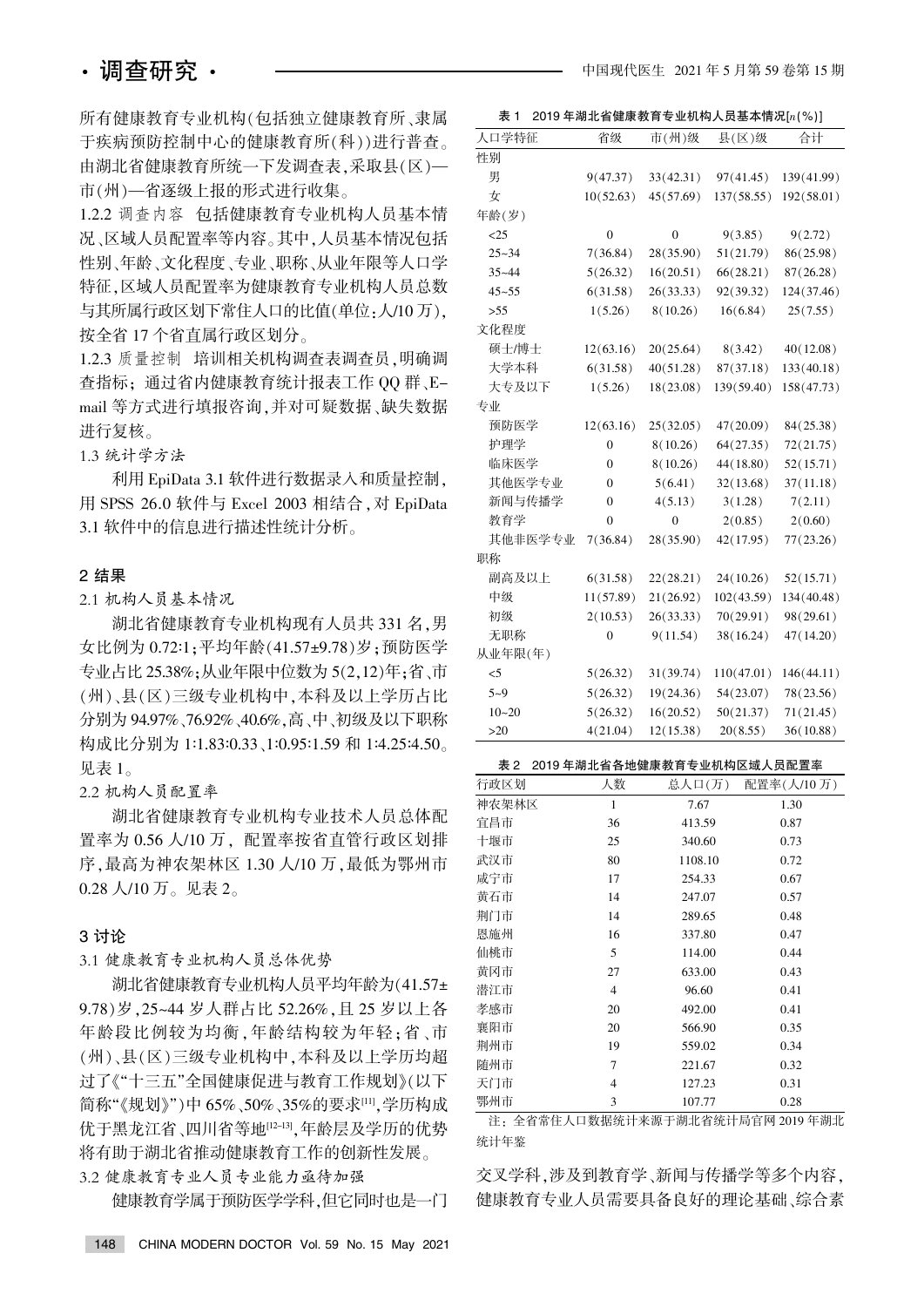所有健康教育专业机构(包括独立健康教育所、隶属于疾病预防控制中心的健康教育所(科))进行普查。由湖北省健康教育所统一下发调查表,采取县(区)—市(州)—省逐级上报的形式进行收集。

1.2.2 调查内容 包括健康教育专业机构人员基本情况、区域人员配置率等内容。其中,人员基本情况包括性别、年龄、文化程度、专业、职称、从业年限等人口学特征,区域人员配置率为健康教育专业机构人员总数与其所属行政区划下常住人口的比值(单位:人/10 万),按全省 17 个省直属行政区划分。

1.2.3 质量控制 培训相关机构调查表调查员,明确调查指标;通过省内健康教育统计报表工作 QQ 群、E-mail 等方式进行填报咨询,并对可疑数据、缺失数据进行复核。

1.3 统计学方法

利用 EpiData 3.1 软件进行数据录入和质量控制,用 SPSS 26.0 软件与 Excel 2003 相结合,对 EpiData 3.1 软件中的信息进行描述性统计分析。

## 2 结果

2.1 机构人员基本情况

湖北省健康教育专业机构现有人员共 331 名,男女比例为 0.72:1;平均年龄(41.57±9.78)岁;预防医学专业占比 25.38%;从业年限中位数为 5(2,12)年;省、市(州)、县(区)三级专业机构中,本科及以上学历占比分别为 94.97%、76.92%、40.6%,高、中、初级及以下职称构成比分别为 1:1.83:0.33、1:0.95:1.59 和 1:4.25:4.50。见表 1。

2.2 机构人员配置率

湖北省健康教育专业机构专业技术人员总体配置率为 0.56 人/10 万,配置率按省直管行政区划排序,最高为神农架林区 1.30 人/10 万,最低为鄂州市 0.28 人/10 万。见表 2。

## 3 讨论

3.1 健康教育专业机构人员总体优势

湖北省健康教育专业机构人员平均年龄为(41.57±9.78)岁,25~44 岁人群占比 52.26%,且 25 岁以上各年龄段比例较为均衡,年龄结构较为年轻;省、市(州)、县(区)三级专业机构中,本科及以上学历均超过了《"十三五"全国健康促进与教育工作规划》(以下简称"《规划》")中 65%、50%、35%的要求[11],学历构成优于黑龙江省、四川省等地[12-13],年龄层及学历的优势将有助于湖北省推动健康教育工作的创新性发展。

3.2 健康教育专业人员专业能力亟待加强

健康教育学属于预防医学学科,但它同时也是一门交叉学科,涉及到教育学、新闻与传播学等多个内容,健康教育专业人员需要具备良好的理论基础、综合素

表 1 2019 年湖北省健康教育专业机构人员基本情况[n(%)]

| 人口学特征 | 省级 | 市(州)级 | 县(区)级 | 合计 |
|---|---|---|---|---|
| 性别 | | | | |
| 男 | 9(47.37) | 33(42.31) | 97(41.45) | 139(41.99) |
| 女 | 10(52.63) | 45(57.69) | 137(58.55) | 192(58.01) |
| 年龄(岁) | | | | |
| <25 | 0 | 0 | 9(3.85) | 9(2.72) |
| 25~34 | 7(36.84) | 28(35.90) | 51(21.79) | 86(25.98) |
| 35~44 | 5(26.32) | 16(20.51) | 66(28.21) | 87(26.28) |
| 45~55 | 6(31.58) | 26(33.33) | 92(39.32) | 124(37.46) |
| >55 | 1(5.26) | 8(10.26) | 16(6.84) | 25(7.55) |
| 文化程度 | | | | |
| 硕士/博士 | 12(63.16) | 20(25.64) | 8(3.42) | 40(12.08) |
| 大学本科 | 6(31.58) | 40(51.28) | 87(37.18) | 133(40.18) |
| 大专及以下 | 1(5.26) | 18(23.08) | 139(59.40) | 158(47.73) |
| 专业 | | | | |
| 预防医学 | 12(63.16) | 25(32.05) | 47(20.09) | 84(25.38) |
| 护理学 | 0 | 8(10.26) | 64(27.35) | 72(21.75) |
| 临床医学 | 0 | 8(10.26) | 44(18.80) | 52(15.71) |
| 其他医学专业 | 0 | 5(6.41) | 32(13.68) | 37(11.18) |
| 新闻与传播学 | 0 | 4(5.13) | 3(1.28) | 7(2.11) |
| 教育学 | 0 | 0 | 2(0.85) | 2(0.60) |
| 其他非医学专业 | 7(36.84) | 28(35.90) | 42(17.95) | 77(23.26) |
| 职称 | | | | |
| 副高及以上 | 6(31.58) | 22(28.21) | 24(10.26) | 52(15.71) |
| 中级 | 11(57.89) | 21(26.92) | 102(43.59) | 134(40.48) |
| 初级 | 2(10.53) | 26(33.33) | 70(29.91) | 98(29.61) |
| 无职称 | 0 | 9(11.54) | 38(16.24) | 47(14.20) |
| 从业年限(年) | | | | |
| <5 | 5(26.32) | 31(39.74) | 110(47.01) | 146(44.11) |
| 5~9 | 5(26.32) | 19(24.36) | 54(23.07) | 78(23.56) |
| 10~20 | 5(26.32) | 16(20.52) | 50(21.37) | 71(21.45) |
| >20 | 4(21.04) | 12(15.38) | 20(8.55) | 36(10.88) |

表 2 2019 年湖北省各地健康教育专业机构区域人员配置率

| 行政区划 | 人数 | 总人口(万) | 配置率(人/10 万) |
|---|---|---|---|
| 神农架林区 | 1 | 7.67 | 1.30 |
| 宜昌市 | 36 | 413.59 | 0.87 |
| 十堰市 | 25 | 340.60 | 0.73 |
| 武汉市 | 80 | 1108.10 | 0.72 |
| 咸宁市 | 17 | 254.33 | 0.67 |
| 黄石市 | 14 | 247.07 | 0.57 |
| 荆门市 | 14 | 289.65 | 0.48 |
| 恩施州 | 16 | 337.80 | 0.47 |
| 仙桃市 | 5 | 114.00 | 0.44 |
| 黄冈市 | 27 | 633.00 | 0.43 |
| 潜江市 | 4 | 96.60 | 0.41 |
| 孝感市 | 20 | 492.00 | 0.41 |
| 襄阳市 | 20 | 566.90 | 0.35 |
| 荆州市 | 19 | 559.02 | 0.34 |
| 随州市 | 7 | 221.67 | 0.32 |
| 天门市 | 4 | 127.23 | 0.31 |
| 鄂州市 | 3 | 107.77 | 0.28 |

注:全省常住人口数据统计来源于湖北省统计局官网 2019 年湖北统计年鉴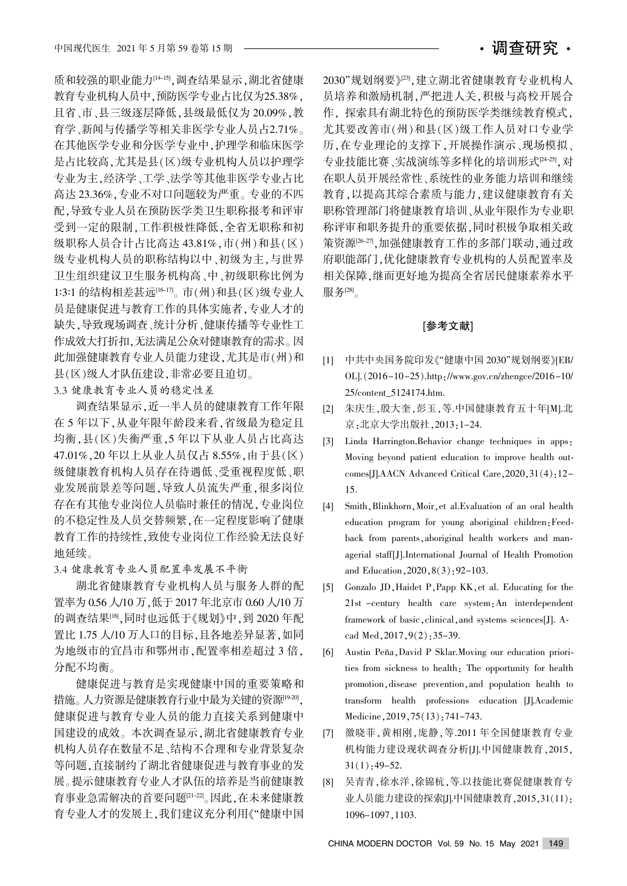质和较强的职业能力[14-15]，调查结果显示，湖北省健康教育专业机构人员中，预防医学专业占比仅为25.38%，且省、市、县三级逐层降低，县级最低仅为 20.09%，教育学、新闻与传播学等相关非医学专业人员占2.71%。在其他医学专业和分医学专业中，护理学和临床医学是占比较高，尤其是县(区)级专业机构人员以护理学专业为主，经济学、工学、法学等其他非医学专业占比高达 23.36%，专业不对口问题较为严重。专业的不匹配，导致专业人员在预防医学类卫生职称报考和评审受到一定的限制，工作积极性降低，全省无职称和初级职称人员合计占比高达 43.81%，市(州)和县(区)级专业机构人员的职称结构以中、初级为主，与世界卫生组织建议卫生服务机构高、中、初级职称比例为 1:3:1 的结构相差甚远[16-17]。市(州)和县(区)级专业人员是健康促进与教育工作的具体实施者，专业人才的缺失，导致现场调查、统计分析、健康传播等专业性工作成效大打折扣，无法满足公众对健康教育的需求。因此加强健康教育专业人员能力建设，尤其是市(州)和县(区)级人才队伍建设，非常必要且迫切。

### 3.3 健康教育专业人员的稳定性差

调查结果显示，近一半人员的健康教育工作年限在 5 年以下，从业年限年龄段来看，省级最为稳定且均衡，县(区)失衡严重，5 年以下从业人员占比高达 47.01%，20 年以上从业人员仅占 8.55%，由于县(区)级健康教育机构人员存在待遇低、受重视程度低、职业发展前景差等问题，导致人员流失严重，很多岗位存在有其他专业岗位人员临时兼任的情况，专业岗位的不稳定性及人员交替频繁，在一定程度影响了健康教育工作的持续性，致使专业岗位工作经验无法良好地延续。

### 3.4 健康教育专业人员配置率发展不平衡

湖北省健康教育专业机构人员与服务人群的配置率为 0.56 人/10 万，低于 2017 年北京市 0.60 人/10 万的调查结果[18]，同时也远低于《规划》中，到 2020 年配置比 1.75 人/10 万人口的目标，且各地差异显著，如同为地级市的宜昌市和鄂州市，配置率相差超过 3 倍，分配不均衡。

健康促进与教育是实现健康中国的重要策略和措施。人力资源是健康教育行业中最为关键的资源[19-20]，健康促进与教育专业人员的能力直接关系到健康中国建设的成效。本次调查显示，湖北省健康教育专业机构人员存在数量不足、结构不合理和专业背景复杂等问题，直接制约了湖北省健康促进与教育事业的发展。提示健康教育专业人才队伍的培养是当前健康教育事业急需解决的首要问题[21-22]。因此，在未来健康教育专业人才的发展上，我们建议充分利用《"健康中国 2030"规划纲要》[23]，建立湖北省健康教育专业机构人员培养和激励机制，严把进人关，积极与高校开展合作，探索具有湖北特色的预防医学类继续教育模式，尤其要改善市(州)和县(区)级工作人员对口专业学历，在专业理论的支撑下，开展操作演示、现场模拟、专业技能比赛、实战演练等多样化的培训形式[24-25]，对在职人员开展经常性、系统性的业务能力培训和继续教育，以提高其综合素质与能力，建议健康教育有关职称管理部门将健康教育培训、从业年限作为专业职称评审和职务提升的重要依据，同时积极争取相关政策资源[26-27]，加强健康教育工作的多部门联动，通过政府职能部门，优化健康教育专业机构的人员配置率及相关保障，继而更好地为提高全省居民健康素养水平服务[28]。

## [参考文献]

[1] 中共中央国务院印发《"健康中国 2030"规划纲要》[EB/OL].(2016-10-25).http://www.gov.cn/zhengce/2016-10/25/content_5124174.htm.

[2] 朱庆生，殷大奎，彭玉，等.中国健康教育五十年[M].北京：北京大学出版社，2013：1-24.

[3] Linda Harrington.Behavior change techniques in apps: Moving beyond patient education to improve health outcomes[J].AACN Advanced Critical Care，2020，31(4)：12-15.

[4] Smith，Blinkhorn，Moir，et al.Evaluation of an oral health education program for young aboriginal children：Feedback from parents，aboriginal health workers and managerial staff[J].International Journal of Health Promotion and Education，2020，8(3)：92-103.

[5] Gonzalo JD，Haidet P，Papp KK，et al. Educating for the 21st -century health care system：An interdependent framework of basic，clinical，and systems sciences[J]. Acad Med，2017，9(2)：35-39.

[6] Austin Peña，David P Sklar.Moving our education priorities from sickness to health: The opportunity for health promotion，disease prevention，and population health to transform health professions education [J].Academic Medicine，2019，75(13)：741-743.

[7] 徽晓菲，黄相刚，庞静，等.2011 年全国健康教育专业机构能力建设现状调查分析[J].中国健康教育，2015，31(1)：49-52.

[8] 吴青青，徐水洋，徐锦杭，等.以技能比赛促健康教育专业人员能力建设的探索[J].中国健康教育，2015，31(11)：1096-1097，1103.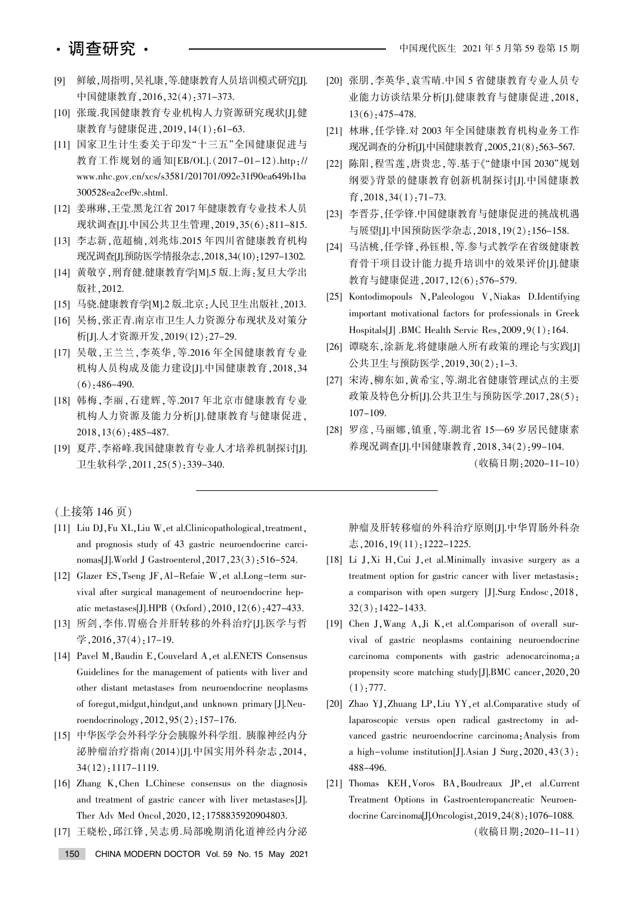[9] 鲜敏,周指明,吴礼康,等.健康教育人员培训模式研究[J].中国健康教育,2016,32(4):371-373.

[10] 张璇.我国健康教育专业机构人力资源研究现状[J].健康教育与健康促进,2019,14(1):61-63.

[11] 国家卫生计生委关于印发"十三五"全国健康促进与教育工作规划的通知[EB/OL].(2017-01-12).http://www.nhc.gov.cn/xcs/s3581/201701/092e31f90ea649b1ba300528ea2cef9c.shtml.

[12] 姜琳琳,王莹.黑龙江省 2017 年健康教育专业技术人员现状调查[J].中国公共卫生管理,2019,35(6):811-815.

[13] 李志新,范超楠,刘兆炜.2015 年四川省健康教育机构现况调查[J].预防医学情报杂志,2018,34(10):1297-1302.

[14] 黄敬亨,刑育健.健康教育学[M].5 版.上海:复旦大学出版社,2012.

[15] 马骁.健康教育学[M].2 版.北京:人民卫生出版社,2013.

[16] 吴杨,张正青.南京市卫生人力资源分布现状及对策分析[J].人才资源开发,2019(12):27-29.

[17] 吴敬,王兰兰,李英华,等.2016 年全国健康教育专业机构人员构成及能力建设[J].中国健康教育,2018,34(6):486-490.

[18] 韩梅,李丽,石建辉,等.2017 年北京市健康教育专业机构人力资源及能力分析[J].健康教育与健康促进,2018,13(6):485-487.

[19] 夏芹,李裕峰.我国健康教育专业人才培养机制探讨[J].卫生软科学,2011,25(5):339-340.

[20] 张朋,李英华,袁雪晴.中国 5 省健康教育专业人员专业能力访谈结果分析[J].健康教育与健康促进,2018,13(6):475-478.

[21] 林琳,任学锋.对 2003 年全国健康教育机构业务工作现况调查的分析[J].中国健康教育,2005,21(8):563-567.

[22] 陈阳,程雪莲,唐贵忠,等.基于《"健康中国 2030"规划纲要》背景的健康教育创新机制探讨[J].中国健康教育,2018,34(1):71-73.

[23] 李晋芬,任学锋.中国健康教育与健康促进的挑战机遇与展望[J].中国预防医学杂志,2018,19(2):156-158.

[24] 马洁桃,任学锋,孙钰根,等.参与式教学在省级健康教育骨干项目设计能力提升培训中的效果评价[J].健康教育与健康促进,2017,12(6):576-579.

[25] Kontodimopouls N,Paleologou V,Niakas D.Identifying important motivational factors for professionals in Greek Hospitals[J] .BMC Health Servic Res,2009,9(1):164.

[26] 谭晓东,涂新龙.将健康融入所有政策的理论与实践[J]公共卫生与预防医学,2019,30(2):1-3.

[27] 宋涛,柳东如,黄希宝,等.湖北省健康管理试点的主要政策及特色分析[J].公共卫生与预防医学.2017,28(5):107-109.

[28] 罗彦,马丽娜,镇重,等.湖北省 15—69 岁居民健康素养现况调查[J].中国健康教育,2018,34(2):99-104.

(收稿日期:2020-11-10)

---

(上接第 146 页)

[11] Liu DJ,Fu XL,Liu W,et al.Clinicopathological,treatment, and prognosis study of 43 gastric neuroendocrine carcinomas[J].World J Gastroenterol,2017,23(3):516-524.

[12] Glazer ES,Tseng JF,Al-Refaie W,et al.Long-term survival after surgical management of neuroendocrine hepatic metastases[J].HPB (Oxford),2010,12(6):427-433.

[13] 所剑,李伟.胃癌合并肝转移的外科治疗[J].医学与哲学,2016,37(4):17-19.

[14] Pavel M,Baudin E,Couvelard A,et al.ENETS Consensus Guidelines for the management of patients with liver and other distant metastases from neuroendocrine neoplasms of foregut,midgut,hindgut,and unknown primary[J].Neuroendocrinology,2012,95(2):157-176.

[15] 中华医学会外科学分会胰腺外科学组. 胰腺神经内分泌肿瘤治疗指南(2014)[J].中国实用外科杂志,2014,34(12):1117-1119.

[16] Zhang K,Chen L.Chinese consensus on the diagnosis and treatment of gastric cancer with liver metastases[J].Ther Adv Med Oncol,2020,12:1758835920904803.

[17] 王晓松,邱江锋,吴志勇.局部晚期消化道神经内分泌肿瘤及肝转移瘤的外科治疗原则[J].中华胃肠外科杂志,2016,19(11):1222-1225.

[18] Li J,Xi H,Cui J,et al.Minimally invasive surgery as a treatment option for gastric cancer with liver metastasis:a comparison with open surgery [J].Surg Endosc,2018,32(3):1422-1433.

[19] Chen J,Wang A,Ji K,et al.Comparison of overall survival of gastric neoplasms containing neuroendocrine carcinoma components with gastric adenocarcinoma:a propensity score matching study[J].BMC cancer,2020,20(1):777.

[20] Zhao YJ,Zhuang LP,Liu YY,et al.Comparative study of laparoscopic versus open radical gastrectomy in advanced gastric neuroendocrine carcinoma:Analysis from a high-volume institution[J].Asian J Surg,2020,43(3):488-496.

[21] Thomas KEH,Voros BA,Boudreaux JP,et al.Current Treatment Options in Gastroenteropancreatic Neuroendocrine Carcinoma[J].Oncologist,2019,24(8):1076-1088.

(收稿日期:2020-11-11)